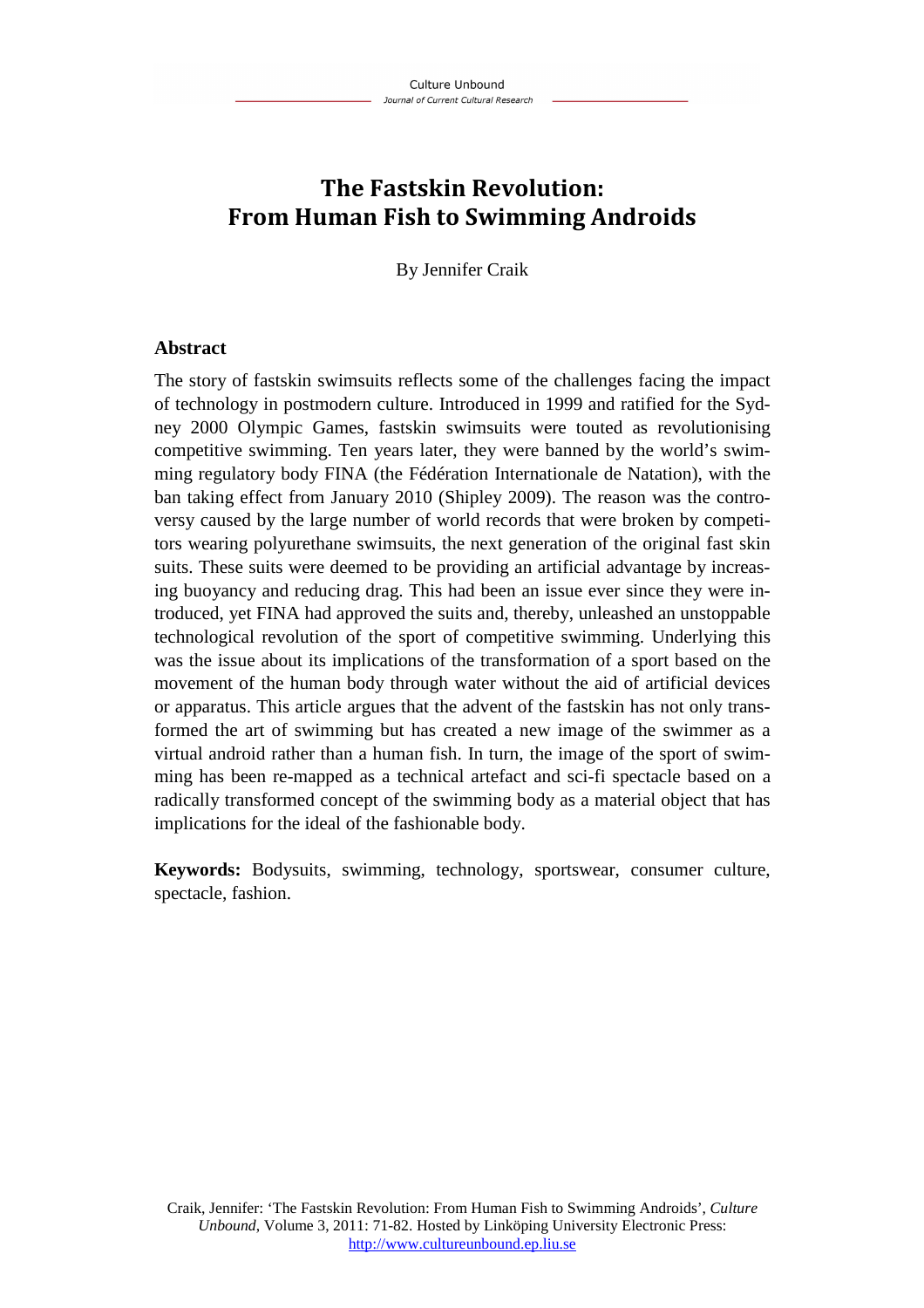# The Fastskin Revolution: From Human Fish to Swimming Androids

By Jennifer Craik

## Abstract

The story of fastskin swimsuits reflects some of the challenges facing the impact of technology in postmodern culture. Introduced in 1999 and ratified for the Sydney 2000 Olympic Games, fastskin swimsuits were touted as revolutionising competitive swimming. Ten years later, they were banned by the world's swimming regulatory body FINA (the Fédération Internationale de Natation), with the ban taking effect from January 2010 (Shipley 2009). The reason was the controversy caused by the large number of world records that were broken by competitors wearing polyurethane swimsuits, the next generation of the original fast skin suits. These suits were deemed to be providing an artificial advantage by increasing buoyancy and reducing drag. This had been an issue ever since they were introduced, yet FINA had approved the suits and, thereby, unleashed an unstoppable technological revolution of the sport of competitive swimming. Underlying this was the issue about its implications of the transformation of a sport based on the movement of the human body through water without the aid of artificial devices or apparatus. This article argues that the advent of the fastskin has not only transformed the art of swimming but has created a new image of the swimmer as a virtual android rather than a human fish. In turn, the image of the sport of swimming has been re-mapped as a technical artefact and sci-fi spectacle based on a radically transformed concept of the swimming body as a material object that has implications for the ideal of the fashionable body.

**Keywords:** Bodysuits, swimming, technology, sportswear, consumer culture, spectacle, fashion.

Craik, Jennifer: 'The Fastskin Revolution: From Human Fish to Swimming Androids', *Culture Unbound*, Volume 3, 2011: 71-82. Hosted by Linköping University Electronic Press: http://www.cultureunbound.ep.liu.se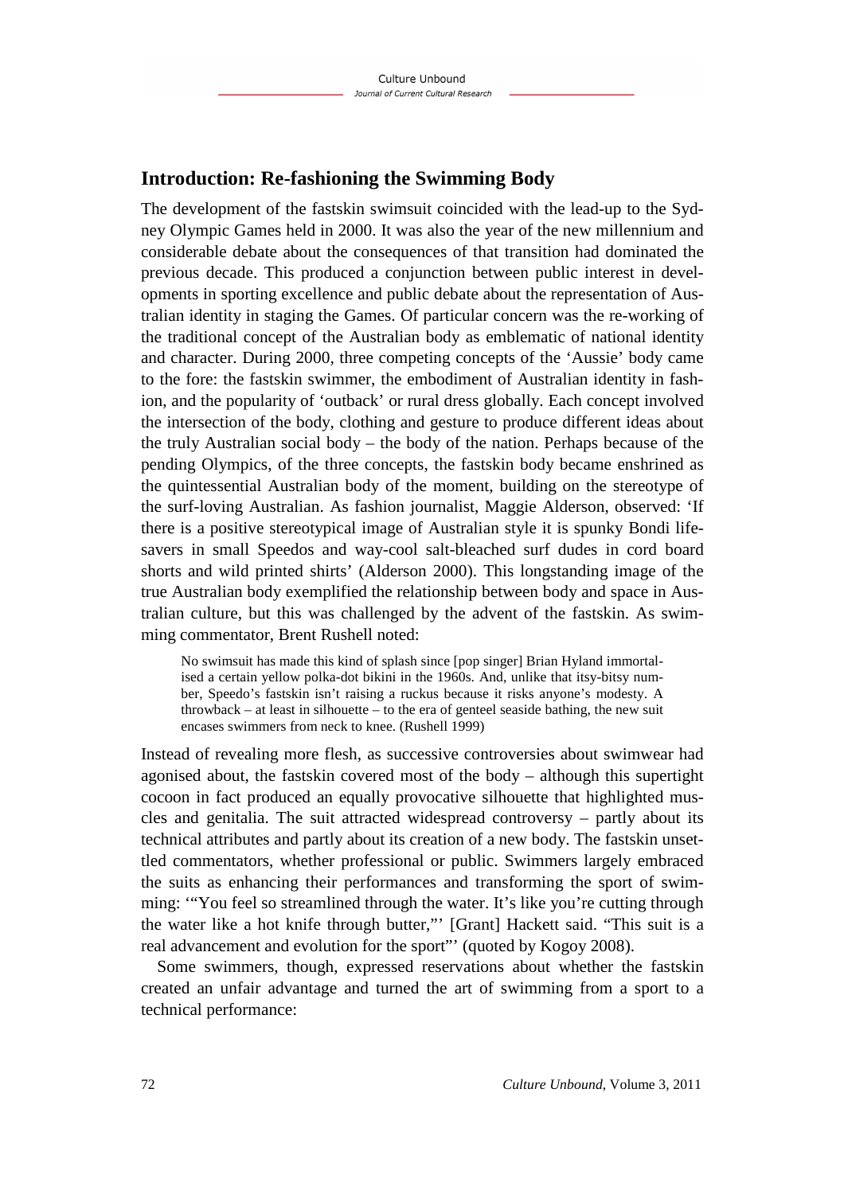## Introduction: Re-fashioning the Swimming Body

The development of the fastskin swimsuit coincided with the lead-up to the Sydney Olympic Games held in 2000. It was also the year of the new millennium and considerable debate about the consequences of that transition had dominated the previous decade. This produced a conjunction between public interest in developments in sporting excellence and public debate about the representation of Australian identity in staging the Games. Of particular concern was the re-working of the traditional concept of the Australian body as emblematic of national identity and character. During 2000, three competing concepts of the 'Aussie' body came to the fore: the fastskin swimmer, the embodiment of Australian identity in fashion, and the popularity of 'outback' or rural dress globally. Each concept involved the intersection of the body, clothing and gesture to produce different ideas about the truly Australian social body – the body of the nation. Perhaps because of the pending Olympics, of the three concepts, the fastskin body became enshrined as the quintessential Australian body of the moment, building on the stereotype of the surf-loving Australian. As fashion journalist, Maggie Alderson, observed: 'If there is a positive stereotypical image of Australian style it is spunky Bondi lifesavers in small Speedos and way-cool salt-bleached surf dudes in cord board shorts and wild printed shirts' (Alderson 2000). This longstanding image of the true Australian body exemplified the relationship between body and space in Australian culture, but this was challenged by the advent of the fastskin. As swimming commentator, Brent Rushell noted:

> No swimsuit has made this kind of splash since [pop singer] Brian Hyland immortalised a certain yellow polka-dot bikini in the 1960s. And, unlike that itsy-bitsy number, Speedo's fastskin isn't raising a ruckus because it risks anyone's modesty. A throwback – at least in silhouette – to the era of genteel seaside bathing, the new suit encases swimmers from neck to knee. (Rushell 1999)

Instead of revealing more flesh, as successive controversies about swimwear had agonised about, the fastskin covered most of the body – although this supertight cocoon in fact produced an equally provocative silhouette that highlighted muscles and genitalia. The suit attracted widespread controversy – partly about its technical attributes and partly about its creation of a new body. The fastskin unsettled commentators, whether professional or public. Swimmers largely embraced the suits as enhancing their performances and transforming the sport of swimming: '"You feel so streamlined through the water. It's like you're cutting through the water like a hot knife through butter,"' [Grant] Hackett said. "This suit is a real advancement and evolution for the sport"' (quoted by Kogoy 2008).

Some swimmers, though, expressed reservations about whether the fastskin created an unfair advantage and turned the art of swimming from a sport to a technical performance: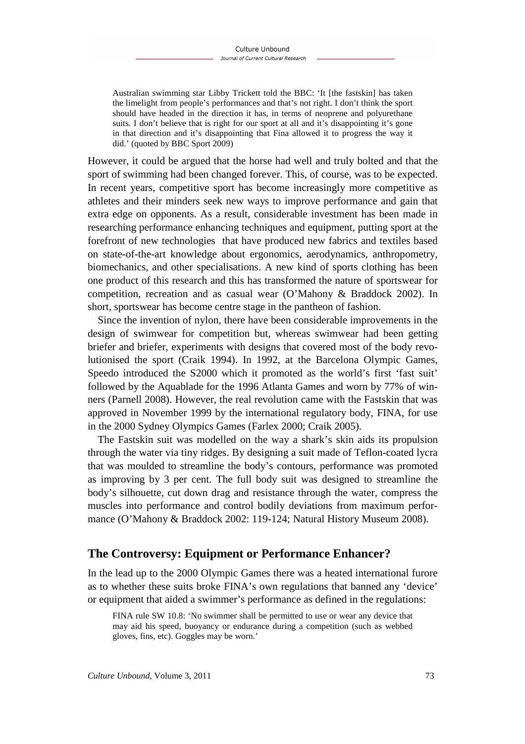> Australian swimming star Libby Trickett told the BBC: 'It [the fastskin] has taken the limelight from people's performances and that's not right. I don't think the sport should have headed in the direction it has, in terms of neoprene and polyurethane suits. I don't believe that is right for our sport at all and it's disappointing it's gone in that direction and it's disappointing that Fina allowed it to progress the way it did.' (quoted by BBC Sport 2009)

However, it could be argued that the horse had well and truly bolted and that the sport of swimming had been changed forever. This, of course, was to be expected. In recent years, competitive sport has become increasingly more competitive as athletes and their minders seek new ways to improve performance and gain that extra edge on opponents. As a result, considerable investment has been made in researching performance enhancing techniques and equipment, putting sport at the forefront of new technologies that have produced new fabrics and textiles based on state-of-the-art knowledge about ergonomics, aerodynamics, anthropometry, biomechanics, and other specialisations. A new kind of sports clothing has been one product of this research and this has transformed the nature of sportswear for competition, recreation and as casual wear (O'Mahony & Braddock 2002). In short, sportswear has become centre stage in the pantheon of fashion.

Since the invention of nylon, there have been considerable improvements in the design of swimwear for competition but, whereas swimwear had been getting briefer and briefer, experiments with designs that covered most of the body revolutionised the sport (Craik 1994). In 1992, at the Barcelona Olympic Games, Speedo introduced the S2000 which it promoted as the world's first 'fast suit' followed by the Aquablade for the 1996 Atlanta Games and worn by 77% of winners (Parnell 2008). However, the real revolution came with the Fastskin that was approved in November 1999 by the international regulatory body, FINA, for use in the 2000 Sydney Olympics Games (Farlex 2000; Craik 2005).

The Fastskin suit was modelled on the way a shark's skin aids its propulsion through the water via tiny ridges. By designing a suit made of Teflon-coated lycra that was moulded to streamline the body's contours, performance was promoted as improving by 3 per cent. The full body suit was designed to streamline the body's silhouette, cut down drag and resistance through the water, compress the muscles into performance and control bodily deviations from maximum performance (O'Mahony & Braddock 2002: 119-124; Natural History Museum 2008).

## The Controversy: Equipment or Performance Enhancer?

In the lead up to the 2000 Olympic Games there was a heated international furore as to whether these suits broke FINA's own regulations that banned any 'device' or equipment that aided a swimmer's performance as defined in the regulations:

> FINA rule SW 10.8: 'No swimmer shall be permitted to use or wear any device that may aid his speed, buoyancy or endurance during a competition (such as webbed gloves, fins, etc). Goggles may be worn.'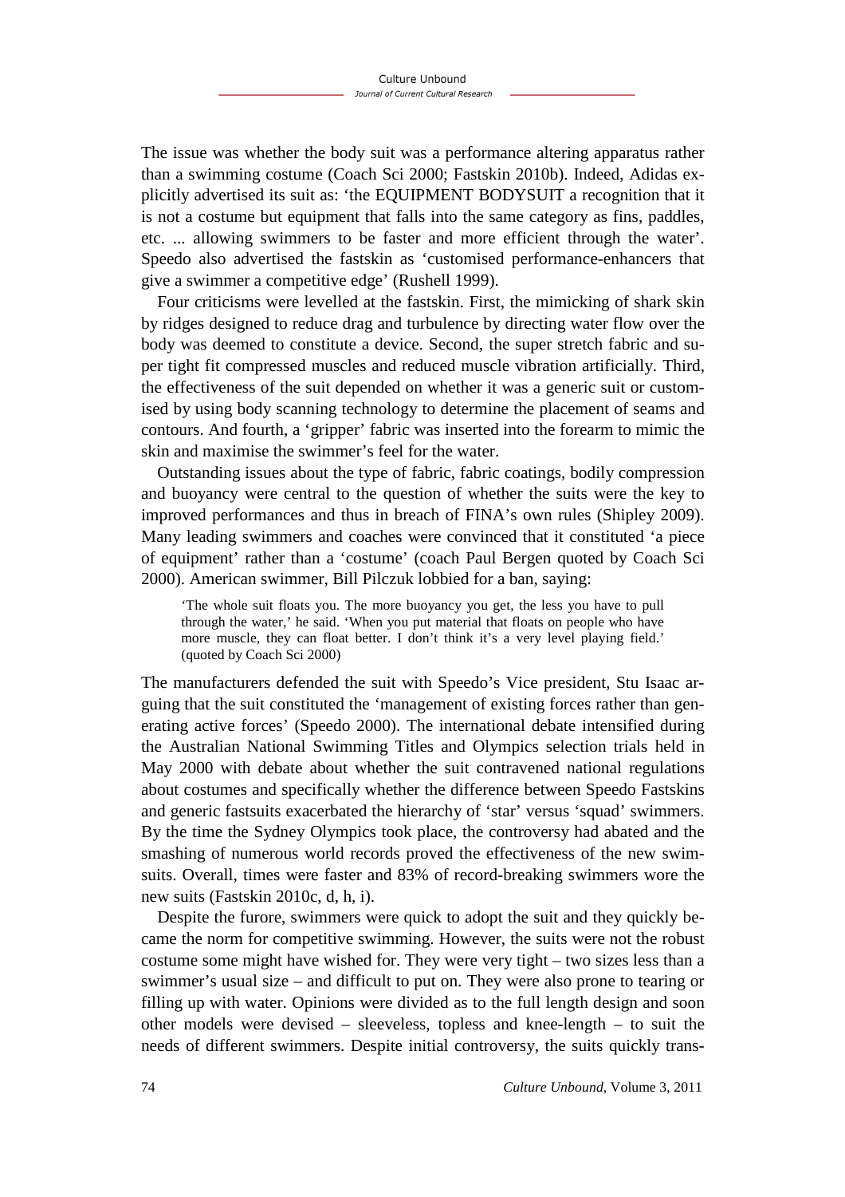The issue was whether the body suit was a performance altering apparatus rather than a swimming costume (Coach Sci 2000; Fastskin 2010b). Indeed, Adidas explicitly advertised its suit as: 'the EQUIPMENT BODYSUIT a recognition that it is not a costume but equipment that falls into the same category as fins, paddles, etc. ... allowing swimmers to be faster and more efficient through the water'. Speedo also advertised the fastskin as 'customised performance-enhancers that give a swimmer a competitive edge' (Rushell 1999).

Four criticisms were levelled at the fastskin. First, the mimicking of shark skin by ridges designed to reduce drag and turbulence by directing water flow over the body was deemed to constitute a device. Second, the super stretch fabric and super tight fit compressed muscles and reduced muscle vibration artificially. Third, the effectiveness of the suit depended on whether it was a generic suit or customised by using body scanning technology to determine the placement of seams and contours. And fourth, a 'gripper' fabric was inserted into the forearm to mimic the skin and maximise the swimmer's feel for the water.

Outstanding issues about the type of fabric, fabric coatings, bodily compression and buoyancy were central to the question of whether the suits were the key to improved performances and thus in breach of FINA's own rules (Shipley 2009). Many leading swimmers and coaches were convinced that it constituted 'a piece of equipment' rather than a 'costume' (coach Paul Bergen quoted by Coach Sci 2000). American swimmer, Bill Pilczuk lobbied for a ban, saying:

> 'The whole suit floats you. The more buoyancy you get, the less you have to pull through the water,' he said. 'When you put material that floats on people who have more muscle, they can float better. I don't think it's a very level playing field.' (quoted by Coach Sci 2000)

The manufacturers defended the suit with Speedo's Vice president, Stu Isaac arguing that the suit constituted the 'management of existing forces rather than generating active forces' (Speedo 2000). The international debate intensified during the Australian National Swimming Titles and Olympics selection trials held in May 2000 with debate about whether the suit contravened national regulations about costumes and specifically whether the difference between Speedo Fastskins and generic fastsuits exacerbated the hierarchy of 'star' versus 'squad' swimmers. By the time the Sydney Olympics took place, the controversy had abated and the smashing of numerous world records proved the effectiveness of the new swimsuits. Overall, times were faster and 83% of record-breaking swimmers wore the new suits (Fastskin 2010c, d, h, i).

Despite the furore, swimmers were quick to adopt the suit and they quickly became the norm for competitive swimming. However, the suits were not the robust costume some might have wished for. They were very tight – two sizes less than a swimmer's usual size – and difficult to put on. They were also prone to tearing or filling up with water. Opinions were divided as to the full length design and soon other models were devised – sleeveless, topless and knee-length – to suit the needs of different swimmers. Despite initial controversy, the suits quickly trans-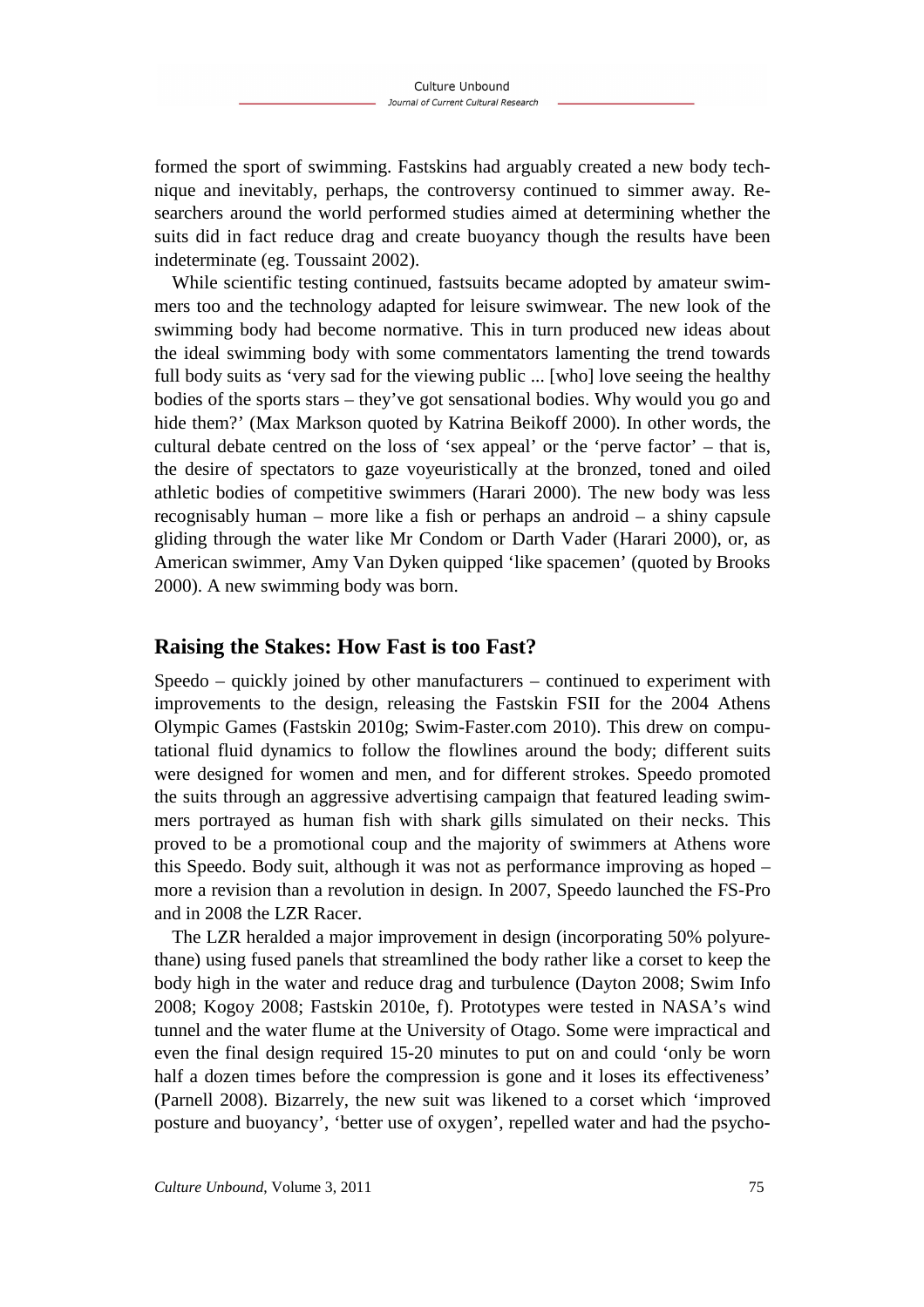formed the sport of swimming. Fastskins had arguably created a new body technique and inevitably, perhaps, the controversy continued to simmer away. Researchers around the world performed studies aimed at determining whether the suits did in fact reduce drag and create buoyancy though the results have been indeterminate (eg. Toussaint 2002).

While scientific testing continued, fastsuits became adopted by amateur swimmers too and the technology adapted for leisure swimwear. The new look of the swimming body had become normative. This in turn produced new ideas about the ideal swimming body with some commentators lamenting the trend towards full body suits as 'very sad for the viewing public ... [who] love seeing the healthy bodies of the sports stars – they've got sensational bodies. Why would you go and hide them?' (Max Markson quoted by Katrina Beikoff 2000). In other words, the cultural debate centred on the loss of 'sex appeal' or the 'perve factor' – that is, the desire of spectators to gaze voyeuristically at the bronzed, toned and oiled athletic bodies of competitive swimmers (Harari 2000). The new body was less recognisably human – more like a fish or perhaps an android – a shiny capsule gliding through the water like Mr Condom or Darth Vader (Harari 2000), or, as American swimmer, Amy Van Dyken quipped 'like spacemen' (quoted by Brooks 2000). A new swimming body was born.

## Raising the Stakes: How Fast is too Fast?

Speedo – quickly joined by other manufacturers – continued to experiment with improvements to the design, releasing the Fastskin FSII for the 2004 Athens Olympic Games (Fastskin 2010g; Swim-Faster.com 2010). This drew on computational fluid dynamics to follow the flowlines around the body; different suits were designed for women and men, and for different strokes. Speedo promoted the suits through an aggressive advertising campaign that featured leading swimmers portrayed as human fish with shark gills simulated on their necks. This proved to be a promotional coup and the majority of swimmers at Athens wore this Speedo. Body suit, although it was not as performance improving as hoped – more a revision than a revolution in design. In 2007, Speedo launched the FS-Pro and in 2008 the LZR Racer.

The LZR heralded a major improvement in design (incorporating 50% polyurethane) using fused panels that streamlined the body rather like a corset to keep the body high in the water and reduce drag and turbulence (Dayton 2008; Swim Info 2008; Kogoy 2008; Fastskin 2010e, f). Prototypes were tested in NASA's wind tunnel and the water flume at the University of Otago. Some were impractical and even the final design required 15-20 minutes to put on and could 'only be worn half a dozen times before the compression is gone and it loses its effectiveness' (Parnell 2008). Bizarrely, the new suit was likened to a corset which 'improved posture and buoyancy', 'better use of oxygen', repelled water and had the psycho-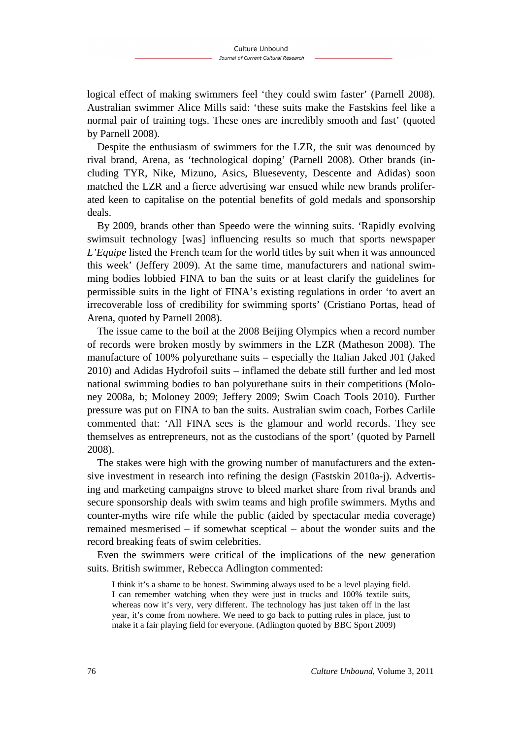logical effect of making swimmers feel 'they could swim faster' (Parnell 2008). Australian swimmer Alice Mills said: 'these suits make the Fastskins feel like a normal pair of training togs. These ones are incredibly smooth and fast' (quoted by Parnell 2008).

Despite the enthusiasm of swimmers for the LZR, the suit was denounced by rival brand, Arena, as 'technological doping' (Parnell 2008). Other brands (including TYR, Nike, Mizuno, Asics, Blueseventy, Descente and Adidas) soon matched the LZR and a fierce advertising war ensued while new brands proliferated keen to capitalise on the potential benefits of gold medals and sponsorship deals.

By 2009, brands other than Speedo were the winning suits. 'Rapidly evolving swimsuit technology [was] influencing results so much that sports newspaper *L'Equipe* listed the French team for the world titles by suit when it was announced this week' (Jeffery 2009). At the same time, manufacturers and national swimming bodies lobbied FINA to ban the suits or at least clarify the guidelines for permissible suits in the light of FINA's existing regulations in order 'to avert an irrecoverable loss of credibility for swimming sports' (Cristiano Portas, head of Arena, quoted by Parnell 2008).

The issue came to the boil at the 2008 Beijing Olympics when a record number of records were broken mostly by swimmers in the LZR (Matheson 2008). The manufacture of 100% polyurethane suits – especially the Italian Jaked J01 (Jaked 2010) and Adidas Hydrofoil suits – inflamed the debate still further and led most national swimming bodies to ban polyurethane suits in their competitions (Moloney 2008a, b; Moloney 2009; Jeffery 2009; Swim Coach Tools 2010). Further pressure was put on FINA to ban the suits. Australian swim coach, Forbes Carlile commented that: 'All FINA sees is the glamour and world records. They see themselves as entrepreneurs, not as the custodians of the sport' (quoted by Parnell 2008).

The stakes were high with the growing number of manufacturers and the extensive investment in research into refining the design (Fastskin 2010a-j). Advertising and marketing campaigns strove to bleed market share from rival brands and secure sponsorship deals with swim teams and high profile swimmers. Myths and counter-myths wire rife while the public (aided by spectacular media coverage) remained mesmerised – if somewhat sceptical – about the wonder suits and the record breaking feats of swim celebrities.

Even the swimmers were critical of the implications of the new generation suits. British swimmer, Rebecca Adlington commented:

> I think it's a shame to be honest. Swimming always used to be a level playing field. I can remember watching when they were just in trucks and 100% textile suits, whereas now it's very, very different. The technology has just taken off in the last year, it's come from nowhere. We need to go back to putting rules in place, just to make it a fair playing field for everyone. (Adlington quoted by BBC Sport 2009)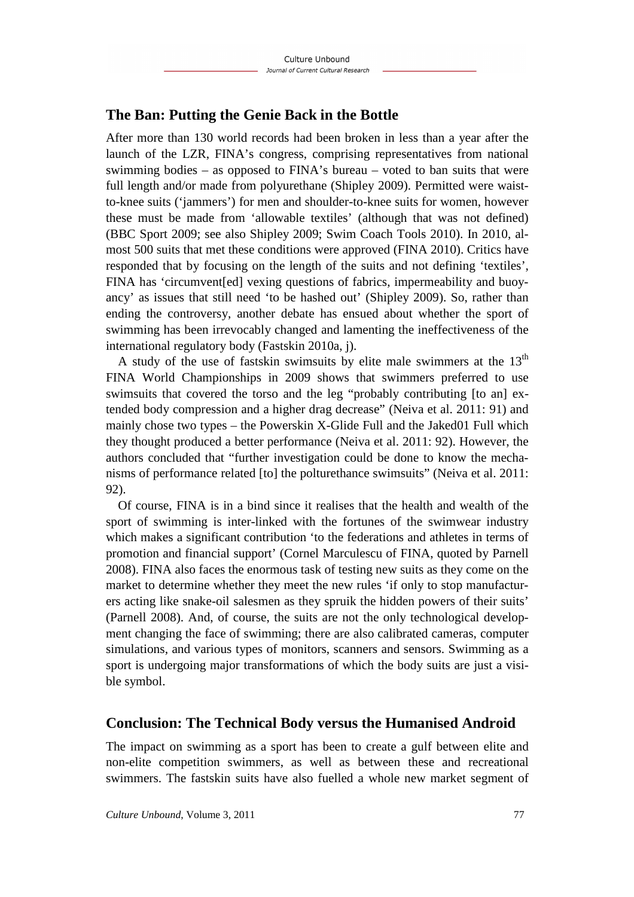## The Ban: Putting the Genie Back in the Bottle

After more than 130 world records had been broken in less than a year after the launch of the LZR, FINA's congress, comprising representatives from national swimming bodies – as opposed to FINA's bureau – voted to ban suits that were full length and/or made from polyurethane (Shipley 2009). Permitted were waist-to-knee suits ('jammers') for men and shoulder-to-knee suits for women, however these must be made from 'allowable textiles' (although that was not defined) (BBC Sport 2009; see also Shipley 2009; Swim Coach Tools 2010). In 2010, almost 500 suits that met these conditions were approved (FINA 2010). Critics have responded that by focusing on the length of the suits and not defining 'textiles', FINA has 'circumvent[ed] vexing questions of fabrics, impermeability and buoyancy' as issues that still need 'to be hashed out' (Shipley 2009). So, rather than ending the controversy, another debate has ensued about whether the sport of swimming has been irrevocably changed and lamenting the ineffectiveness of the international regulatory body (Fastskin 2010a, j).

A study of the use of fastskin swimsuits by elite male swimmers at the 13th FINA World Championships in 2009 shows that swimmers preferred to use swimsuits that covered the torso and the leg "probably contributing [to an] extended body compression and a higher drag decrease" (Neiva et al. 2011: 91) and mainly chose two types – the Powerskin X-Glide Full and the Jaked01 Full which they thought produced a better performance (Neiva et al. 2011: 92). However, the authors concluded that "further investigation could be done to know the mechanisms of performance related [to] the polturethance swimsuits" (Neiva et al. 2011: 92).

Of course, FINA is in a bind since it realises that the health and wealth of the sport of swimming is inter-linked with the fortunes of the swimwear industry which makes a significant contribution 'to the federations and athletes in terms of promotion and financial support' (Cornel Marculescu of FINA, quoted by Parnell 2008). FINA also faces the enormous task of testing new suits as they come on the market to determine whether they meet the new rules 'if only to stop manufacturers acting like snake-oil salesmen as they spruik the hidden powers of their suits' (Parnell 2008). And, of course, the suits are not the only technological development changing the face of swimming; there are also calibrated cameras, computer simulations, and various types of monitors, scanners and sensors. Swimming as a sport is undergoing major transformations of which the body suits are just a visible symbol.

## Conclusion: The Technical Body versus the Humanised Android

The impact on swimming as a sport has been to create a gulf between elite and non-elite competition swimmers, as well as between these and recreational swimmers. The fastskin suits have also fuelled a whole new market segment of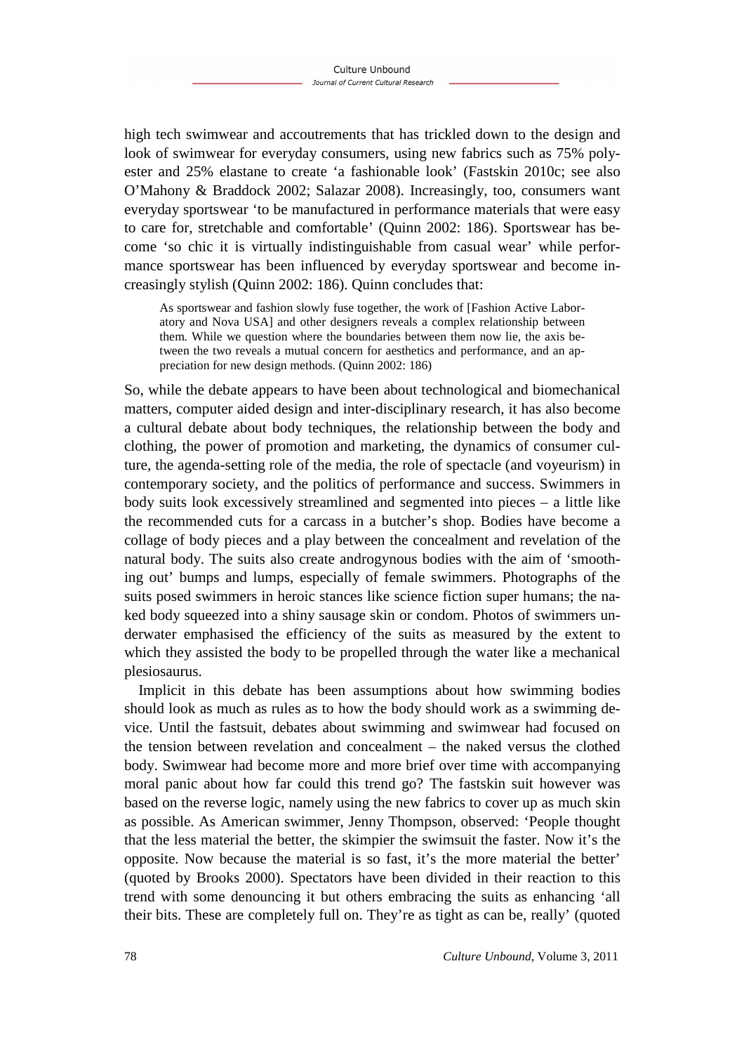high tech swimwear and accoutrements that has trickled down to the design and look of swimwear for everyday consumers, using new fabrics such as 75% polyester and 25% elastane to create 'a fashionable look' (Fastskin 2010c; see also O'Mahony & Braddock 2002; Salazar 2008). Increasingly, too, consumers want everyday sportswear 'to be manufactured in performance materials that were easy to care for, stretchable and comfortable' (Quinn 2002: 186). Sportswear has become 'so chic it is virtually indistinguishable from casual wear' while performance sportswear has been influenced by everyday sportswear and become increasingly stylish (Quinn 2002: 186). Quinn concludes that:

> As sportswear and fashion slowly fuse together, the work of [Fashion Active Laboratory and Nova USA] and other designers reveals a complex relationship between them. While we question where the boundaries between them now lie, the axis between the two reveals a mutual concern for aesthetics and performance, and an appreciation for new design methods. (Quinn 2002: 186)

So, while the debate appears to have been about technological and biomechanical matters, computer aided design and inter-disciplinary research, it has also become a cultural debate about body techniques, the relationship between the body and clothing, the power of promotion and marketing, the dynamics of consumer culture, the agenda-setting role of the media, the role of spectacle (and voyeurism) in contemporary society, and the politics of performance and success. Swimmers in body suits look excessively streamlined and segmented into pieces – a little like the recommended cuts for a carcass in a butcher's shop. Bodies have become a collage of body pieces and a play between the concealment and revelation of the natural body. The suits also create androgynous bodies with the aim of 'smoothing out' bumps and lumps, especially of female swimmers. Photographs of the suits posed swimmers in heroic stances like science fiction super humans; the naked body squeezed into a shiny sausage skin or condom. Photos of swimmers underwater emphasised the efficiency of the suits as measured by the extent to which they assisted the body to be propelled through the water like a mechanical plesiosaurus.

Implicit in this debate has been assumptions about how swimming bodies should look as much as rules as to how the body should work as a swimming device. Until the fastsuit, debates about swimming and swimwear had focused on the tension between revelation and concealment – the naked versus the clothed body. Swimwear had become more and more brief over time with accompanying moral panic about how far could this trend go? The fastskin suit however was based on the reverse logic, namely using the new fabrics to cover up as much skin as possible. As American swimmer, Jenny Thompson, observed: 'People thought that the less material the better, the skimpier the swimsuit the faster. Now it's the opposite. Now because the material is so fast, it's the more material the better' (quoted by Brooks 2000). Spectators have been divided in their reaction to this trend with some denouncing it but others embracing the suits as enhancing 'all their bits. These are completely full on. They're as tight as can be, really' (quoted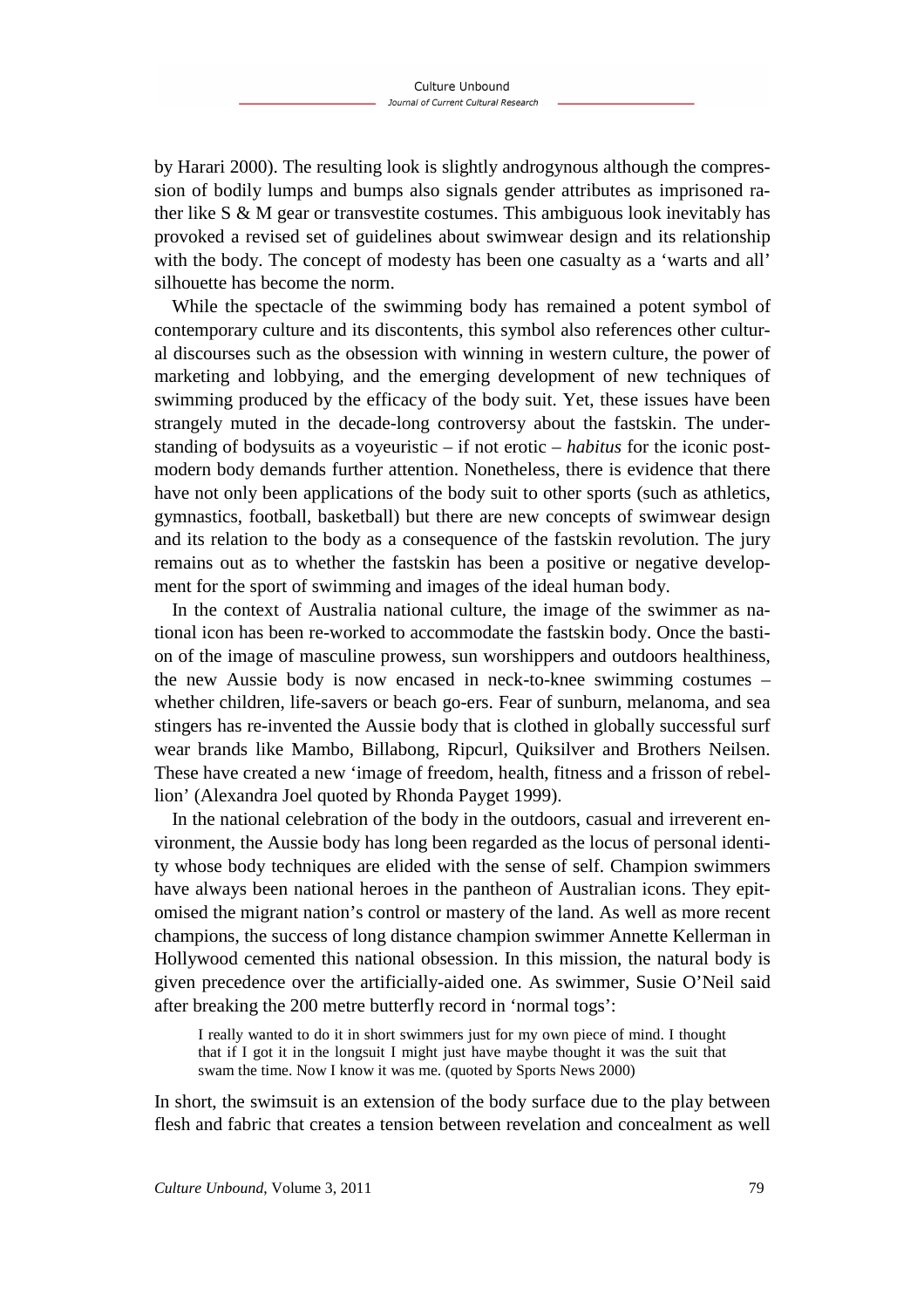by Harari 2000). The resulting look is slightly androgynous although the compression of bodily lumps and bumps also signals gender attributes as imprisoned rather like S & M gear or transvestite costumes. This ambiguous look inevitably has provoked a revised set of guidelines about swimwear design and its relationship with the body. The concept of modesty has been one casualty as a 'warts and all' silhouette has become the norm.

While the spectacle of the swimming body has remained a potent symbol of contemporary culture and its discontents, this symbol also references other cultural discourses such as the obsession with winning in western culture, the power of marketing and lobbying, and the emerging development of new techniques of swimming produced by the efficacy of the body suit. Yet, these issues have been strangely muted in the decade-long controversy about the fastskin. The understanding of bodysuits as a voyeuristic – if not erotic – *habitus* for the iconic postmodern body demands further attention. Nonetheless, there is evidence that there have not only been applications of the body suit to other sports (such as athletics, gymnastics, football, basketball) but there are new concepts of swimwear design and its relation to the body as a consequence of the fastskin revolution. The jury remains out as to whether the fastskin has been a positive or negative development for the sport of swimming and images of the ideal human body.

In the context of Australia national culture, the image of the swimmer as national icon has been re-worked to accommodate the fastskin body. Once the bastion of the image of masculine prowess, sun worshippers and outdoors healthiness, the new Aussie body is now encased in neck-to-knee swimming costumes – whether children, life-savers or beach go-ers. Fear of sunburn, melanoma, and sea stingers has re-invented the Aussie body that is clothed in globally successful surf wear brands like Mambo, Billabong, Ripcurl, Quiksilver and Brothers Neilsen. These have created a new 'image of freedom, health, fitness and a frisson of rebellion' (Alexandra Joel quoted by Rhonda Payget 1999).

In the national celebration of the body in the outdoors, casual and irreverent environment, the Aussie body has long been regarded as the locus of personal identity whose body techniques are elided with the sense of self. Champion swimmers have always been national heroes in the pantheon of Australian icons. They epitomised the migrant nation's control or mastery of the land. As well as more recent champions, the success of long distance champion swimmer Annette Kellerman in Hollywood cemented this national obsession. In this mission, the natural body is given precedence over the artificially-aided one. As swimmer, Susie O'Neil said after breaking the 200 metre butterfly record in 'normal togs':

> I really wanted to do it in short swimmers just for my own piece of mind. I thought that if I got it in the longsuit I might just have maybe thought it was the suit that swam the time. Now I know it was me. (quoted by Sports News 2000)

In short, the swimsuit is an extension of the body surface due to the play between flesh and fabric that creates a tension between revelation and concealment as well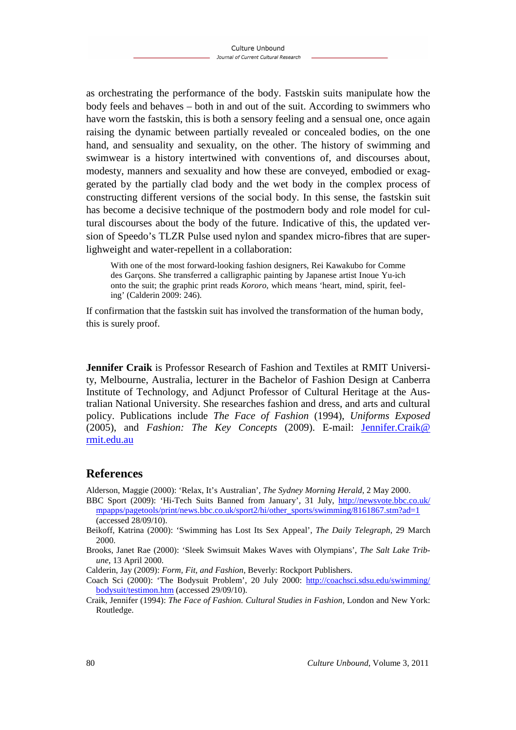as orchestrating the performance of the body. Fastskin suits manipulate how the body feels and behaves – both in and out of the suit. According to swimmers who have worn the fastskin, this is both a sensory feeling and a sensual one, once again raising the dynamic between partially revealed or concealed bodies, on the one hand, and sensuality and sexuality, on the other. The history of swimming and swimwear is a history intertwined with conventions of, and discourses about, modesty, manners and sexuality and how these are conveyed, embodied or exaggerated by the partially clad body and the wet body in the complex process of constructing different versions of the social body. In this sense, the fastskin suit has become a decisive technique of the postmodern body and role model for cultural discourses about the body of the future. Indicative of this, the updated version of Speedo's TLZR Pulse used nylon and spandex micro-fibres that are superlighweight and water-repellent in a collaboration:

> With one of the most forward-looking fashion designers, Rei Kawakubo for Comme des Garçons. She transferred a calligraphic painting by Japanese artist Inoue Yu-ich onto the suit; the graphic print reads *Kororo*, which means 'heart, mind, spirit, feeling' (Calderin 2009: 246).

If confirmation that the fastskin suit has involved the transformation of the human body, this is surely proof.

**Jennifer Craik** is Professor Research of Fashion and Textiles at RMIT University, Melbourne, Australia, lecturer in the Bachelor of Fashion Design at Canberra Institute of Technology, and Adjunct Professor of Cultural Heritage at the Australian National University. She researches fashion and dress, and arts and cultural policy. Publications include *The Face of Fashion* (1994), *Uniforms Exposed* (2005), and *Fashion: The Key Concepts* (2009). E-mail: Jennifer.Craik@rmit.edu.au

## References

Alderson, Maggie (2000): 'Relax, It's Australian', *The Sydney Morning Herald*, 2 May 2000.

BBC Sport (2009): 'Hi-Tech Suits Banned from January', 31 July, http://newsvote.bbc.co.uk/mpapps/pagetools/print/news.bbc.co.uk/sport2/hi/other_sports/swimming/8161867.stm?ad=1 (accessed 28/09/10).

Beikoff, Katrina (2000): 'Swimming has Lost Its Sex Appeal', *The Daily Telegraph*, 29 March 2000.

Brooks, Janet Rae (2000): 'Sleek Swimsuit Makes Waves with Olympians', *The Salt Lake Tribune*, 13 April 2000.

Calderin, Jay (2009): *Form, Fit, and Fashion*, Beverly: Rockport Publishers.

Coach Sci (2000): 'The Bodysuit Problem', 20 July 2000: http://coachsci.sdsu.edu/swimming/bodysuit/testimon.htm (accessed 29/09/10).

Craik, Jennifer (1994): *The Face of Fashion. Cultural Studies in Fashion*, London and New York: Routledge.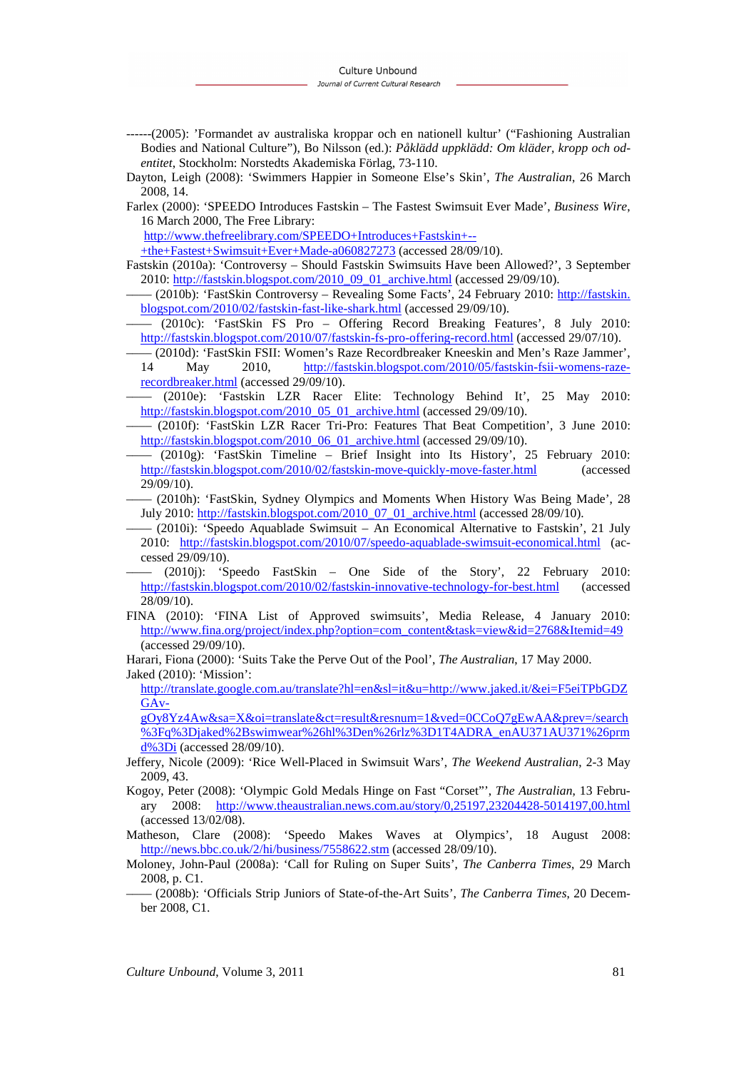------(2005): ’Formandet av australiska kroppar och en nationell kultur’ (“Fashioning Australian Bodies and National Culture”), Bo Nilsson (ed.): *Påklädd uppklädd: Om kläder, kropp och odentitet*, Stockholm: Norstedts Akademiska Förlag, 73-110.

Dayton, Leigh (2008): ‘Swimmers Happier in Someone Else’s Skin’, *The Australian*, 26 March 2008, 14.

Farlex (2000): ‘SPEEDO Introduces Fastskin – The Fastest Swimsuit Ever Made’, *Business Wire*, 16 March 2000, The Free Library: http://www.thefreelibrary.com/SPEEDO+Introduces+Fastskin+--+the+Fastest+Swimsuit+Ever+Made-a060827273 (accessed 28/09/10).

Fastskin (2010a): ‘Controversy – Should Fastskin Swimsuits Have been Allowed?’, 3 September 2010: http://fastskin.blogspot.com/2010_09_01_archive.html (accessed 29/09/10).

—— (2010b): ‘FastSkin Controversy – Revealing Some Facts’, 24 February 2010: http://fastskin.blogspot.com/2010/02/fastskin-fast-like-shark.html (accessed 29/09/10).

—— (2010c): ‘FastSkin FS Pro – Offering Record Breaking Features’, 8 July 2010: http://fastskin.blogspot.com/2010/07/fastskin-fs-pro-offering-record.html (accessed 29/07/10).

—— (2010d): ‘FastSkin FSII: Women’s Raze Recordbreaker Kneeskin and Men’s Raze Jammer’, 14 May 2010, http://fastskin.blogspot.com/2010/05/fastskin-fsii-womens-raze-recordbreaker.html (accessed 29/09/10).

—— (2010e): ‘Fastskin LZR Racer Elite: Technology Behind It’, 25 May 2010: http://fastskin.blogspot.com/2010_05_01_archive.html (accessed 29/09/10).

—— (2010f): ‘FastSkin LZR Racer Tri-Pro: Features That Beat Competition’, 3 June 2010: http://fastskin.blogspot.com/2010_06_01_archive.html (accessed 29/09/10).

—— (2010g): ‘FastSkin Timeline – Brief Insight into Its History’, 25 February 2010: http://fastskin.blogspot.com/2010/02/fastskin-move-quickly-move-faster.html (accessed 29/09/10).

—— (2010h): ‘FastSkin, Sydney Olympics and Moments When History Was Being Made’, 28 July 2010: http://fastskin.blogspot.com/2010_07_01_archive.html (accessed 28/09/10).

—— (2010i): ‘Speedo Aquablade Swimsuit – An Economical Alternative to Fastskin’, 21 July 2010: http://fastskin.blogspot.com/2010/07/speedo-aquablade-swimsuit-economical.html (accessed 29/09/10).

—— (2010j): ‘Speedo FastSkin – One Side of the Story’, 22 February 2010: http://fastskin.blogspot.com/2010/02/fastskin-innovative-technology-for-best.html (accessed 28/09/10).

FINA (2010): ‘FINA List of Approved swimsuits’, Media Release, 4 January 2010: http://www.fina.org/project/index.php?option=com_content&task=view&id=2768&Itemid=49 (accessed 29/09/10).

Harari, Fiona (2000): ‘Suits Take the Perve Out of the Pool’, *The Australian*, 17 May 2000.

Jaked (2010): ‘Mission’: http://translate.google.com.au/translate?hl=en&sl=it&u=http://www.jaked.it/&ei=F5eiTPbGDZGAv-gOy8Yz4Aw&sa=X&oi=translate&ct=result&resnum=1&ved=0CCoQ7gEwAA&prev=/search%3Fq%3Djaked%2Bswimwear%26hl%3Den%26rlz%3D1T4ADRA_enAU371AU371%26prmd%3Di (accessed 28/09/10).

Jeffery, Nicole (2009): ‘Rice Well-Placed in Swimsuit Wars’, *The Weekend Australian*, 2-3 May 2009, 43.

Kogoy, Peter (2008): ‘Olympic Gold Medals Hinge on Fast “Corset”’, *The Australian*, 13 February 2008: http://www.theaustralian.news.com.au/story/0,25197,23204428-5014197,00.html (accessed 13/02/08).

Matheson, Clare (2008): ‘Speedo Makes Waves at Olympics’, 18 August 2008: http://news.bbc.co.uk/2/hi/business/7558622.stm (accessed 28/09/10).

Moloney, John-Paul (2008a): ‘Call for Ruling on Super Suits’, *The Canberra Times*, 29 March 2008, p. C1.

—— (2008b): ‘Officials Strip Juniors of State-of-the-Art Suits’, *The Canberra Times*, 20 December 2008, C1.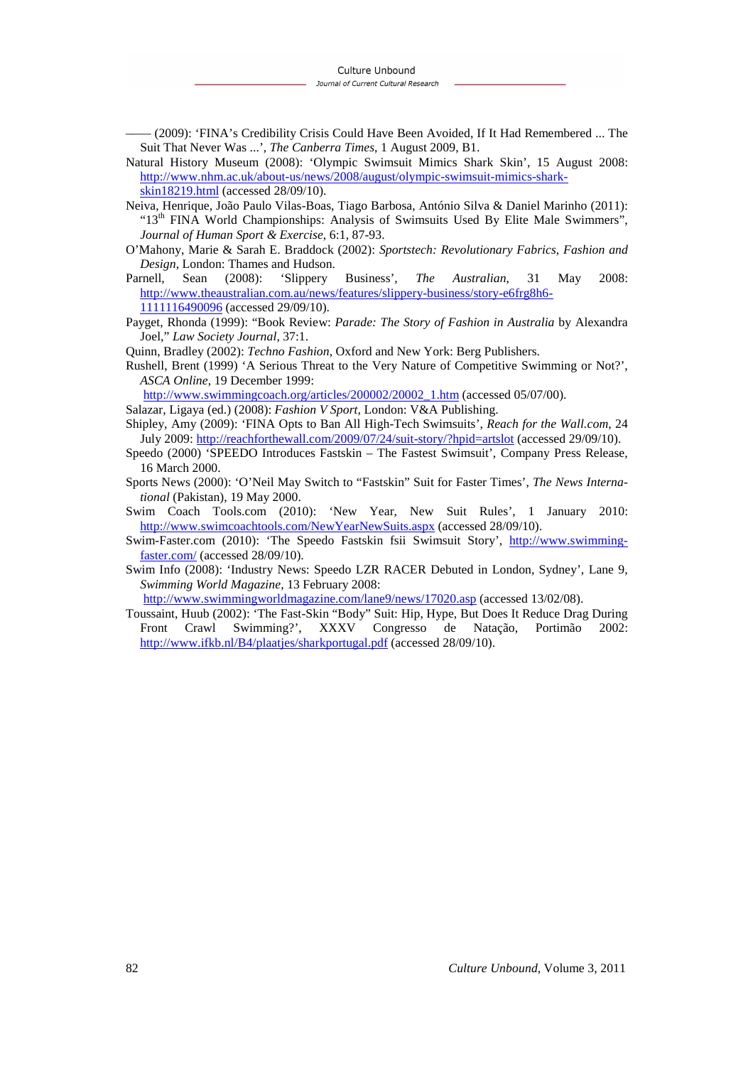—— (2009): 'FINA's Credibility Crisis Could Have Been Avoided, If It Had Remembered ... The Suit That Never Was ...', *The Canberra Times*, 1 August 2009, B1.

Natural History Museum (2008): 'Olympic Swimsuit Mimics Shark Skin', 15 August 2008: http://www.nhm.ac.uk/about-us/news/2008/august/olympic-swimsuit-mimics-shark-skin18219.html (accessed 28/09/10).

Neiva, Henrique, João Paulo Vilas-Boas, Tiago Barbosa, António Silva & Daniel Marinho (2011): "13th FINA World Championships: Analysis of Swimsuits Used By Elite Male Swimmers", *Journal of Human Sport & Exercise*, 6:1, 87-93.

O'Mahony, Marie & Sarah E. Braddock (2002): *Sportstech: Revolutionary Fabrics, Fashion and Design*, London: Thames and Hudson.

Parnell, Sean (2008): 'Slippery Business', *The Australian*, 31 May 2008: http://www.theaustralian.com.au/news/features/slippery-business/story-e6frg8h6-1111116490096 (accessed 29/09/10).

Payget, Rhonda (1999): "Book Review: *Parade: The Story of Fashion in Australia* by Alexandra Joel," *Law Society Journal*, 37:1.

Quinn, Bradley (2002): *Techno Fashion*, Oxford and New York: Berg Publishers.

Rushell, Brent (1999) 'A Serious Threat to the Very Nature of Competitive Swimming or Not?', *ASCA Online*, 19 December 1999: http://www.swimmingcoach.org/articles/200002/20002_1.htm (accessed 05/07/00).

Salazar, Ligaya (ed.) (2008): *Fashion V Sport*, London: V&A Publishing.

Shipley, Amy (2009): 'FINA Opts to Ban All High-Tech Swimsuits', *Reach for the Wall.com*, 24 July 2009: http://reachforthewall.com/2009/07/24/suit-story/?hpid=artslot (accessed 29/09/10).

Speedo (2000) 'SPEEDO Introduces Fastskin – The Fastest Swimsuit', Company Press Release, 16 March 2000.

Sports News (2000): 'O'Neil May Switch to "Fastskin" Suit for Faster Times', *The News International* (Pakistan), 19 May 2000.

Swim Coach Tools.com (2010): 'New Year, New Suit Rules', 1 January 2010: http://www.swimcoachtools.com/NewYearNewSuits.aspx (accessed 28/09/10).

Swim-Faster.com (2010): 'The Speedo Fastskin fsii Swimsuit Story', http://www.swimming-faster.com/ (accessed 28/09/10).

Swim Info (2008): 'Industry News: Speedo LZR RACER Debuted in London, Sydney', Lane 9, *Swimming World Magazine*, 13 February 2008: http://www.swimmingworldmagazine.com/lane9/news/17020.asp (accessed 13/02/08).

Toussaint, Huub (2002): 'The Fast-Skin "Body" Suit: Hip, Hype, But Does It Reduce Drag During Front Crawl Swimming?', XXXV Congresso de Natação, Portimão 2002: http://www.ifkb.nl/B4/plaatjes/sharkportugal.pdf (accessed 28/09/10).